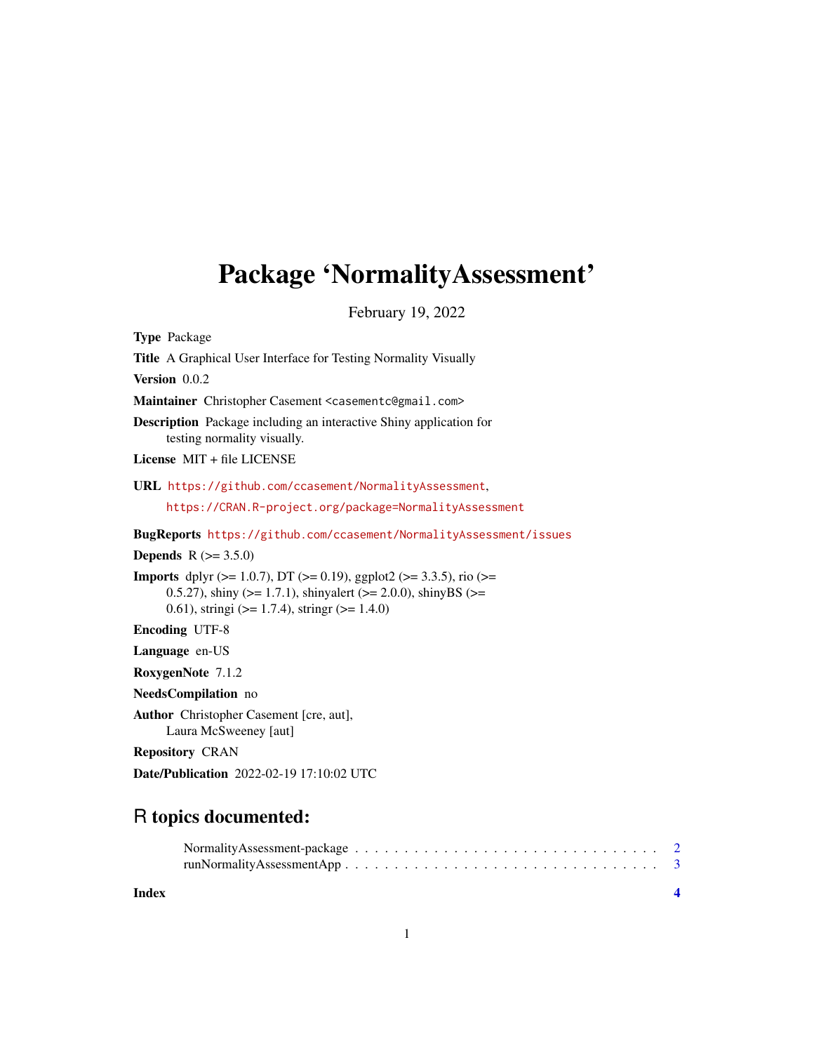# Package 'NormalityAssessment'

February 19, 2022

**Type** Package

**Title** A Graphical User Interface for Testing Normality Visually

**Version** 0.0.2

**Maintainer** Christopher Casement <casementc@gmail.com>

**Description** Package including an interactive Shiny application for testing normality visually.

**License** MIT + file LICENSE

**URL** https://github.com/ccasement/NormalityAssessment, https://CRAN.R-project.org/package=NormalityAssessment

**BugReports** https://github.com/ccasement/NormalityAssessment/issues

**Depends** R (>= 3.5.0)

**Imports** dplyr (>= 1.0.7), DT (>= 0.19), ggplot2 (>= 3.3.5), rio (>= 0.5.27), shiny (>= 1.7.1), shinyalert (>= 2.0.0), shinyBS (>= 0.61), stringi (>= 1.7.4), stringr (>= 1.4.0)

**Encoding** UTF-8

**Language** en-US

**RoxygenNote** 7.1.2

**NeedsCompilation** no

**Author** Christopher Casement [cre, aut], Laura McSweeney [aut]

**Repository** CRAN

**Date/Publication** 2022-02-19 17:10:02 UTC

## R topics documented:

NormalityAssessment-package . . . . . . . . . . . . . . . . . . . . . . . . . . . . . . 2
runNormalityAssessmentApp . . . . . . . . . . . . . . . . . . . . . . . . . . . . . . 3

**Index** **4**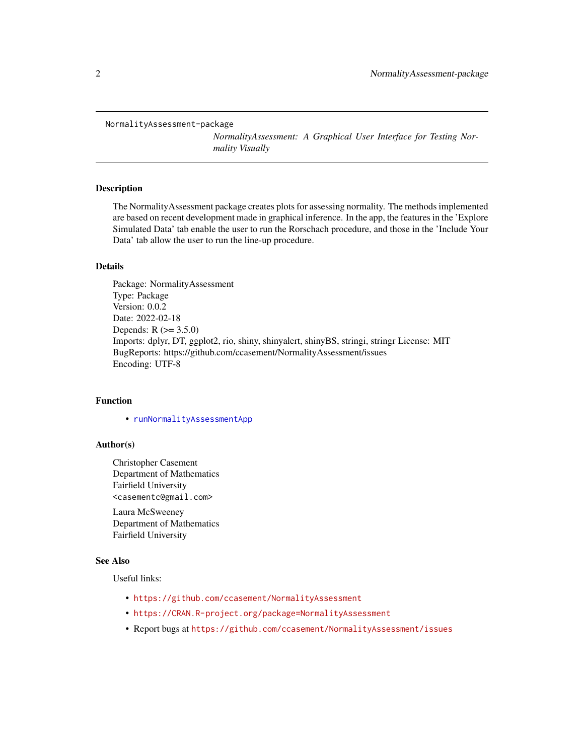NormalityAssessment-package

*NormalityAssessment: A Graphical User Interface for Testing Normality Visually*

## Description

The NormalityAssessment package creates plots for assessing normality. The methods implemented are based on recent development made in graphical inference. In the app, the features in the 'Explore Simulated Data' tab enable the user to run the Rorschach procedure, and those in the 'Include Your Data' tab allow the user to run the line-up procedure.

## Details

Package: NormalityAssessment
Type: Package
Version: 0.0.2
Date: 2022-02-18
Depends: R (>= 3.5.0)
Imports: dplyr, DT, ggplot2, rio, shiny, shinyalert, shinyBS, stringi, stringr License: MIT
BugReports: https://github.com/ccasement/NormalityAssessment/issues
Encoding: UTF-8

## Function

- `runNormalityAssessmentApp`

## Author(s)

Christopher Casement
Department of Mathematics
Fairfield University
`<casementc@gmail.com>`

Laura McSweeney
Department of Mathematics
Fairfield University

## See Also

Useful links:

- `https://github.com/ccasement/NormalityAssessment`
- `https://CRAN.R-project.org/package=NormalityAssessment`
- Report bugs at `https://github.com/ccasement/NormalityAssessment/issues`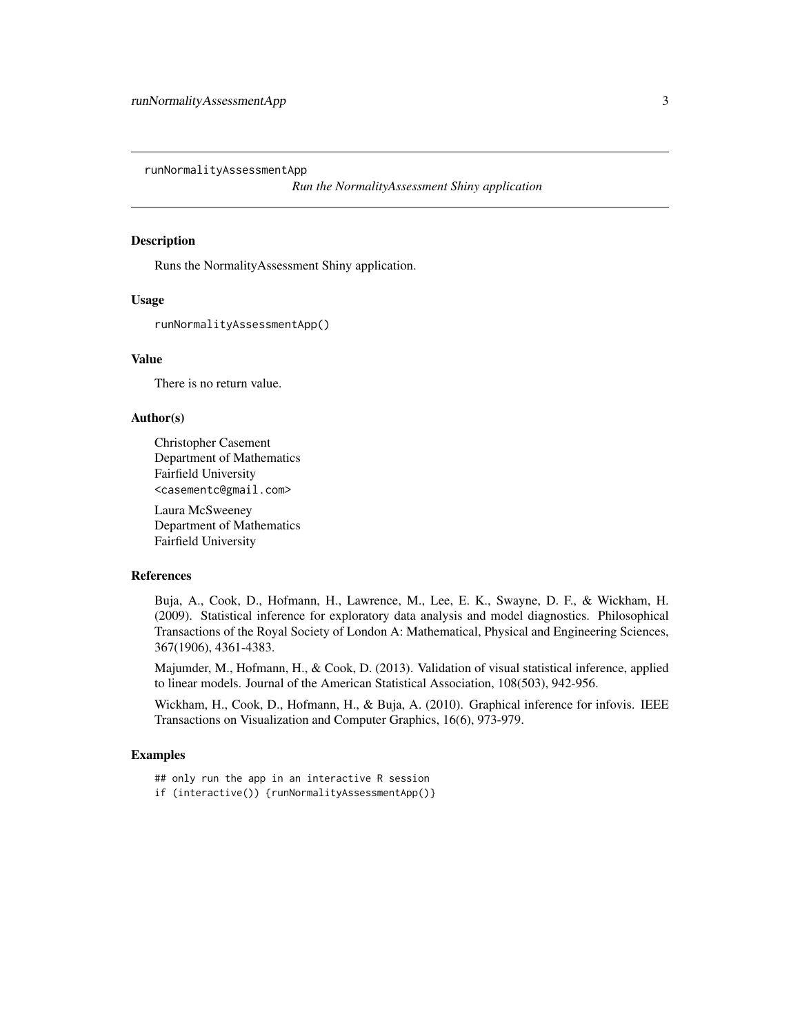`runNormalityAssessmentApp` *Run the NormalityAssessment Shiny application*

## Description

Runs the NormalityAssessment Shiny application.

## Usage

```
runNormalityAssessmentApp()
```

## Value

There is no return value.

## Author(s)

Christopher Casement
Department of Mathematics
Fairfield University
`<casementc@gmail.com>`

Laura McSweeney
Department of Mathematics
Fairfield University

## References

Buja, A., Cook, D., Hofmann, H., Lawrence, M., Lee, E. K., Swayne, D. F., & Wickham, H. (2009). Statistical inference for exploratory data analysis and model diagnostics. Philosophical Transactions of the Royal Society of London A: Mathematical, Physical and Engineering Sciences, 367(1906), 4361-4383.

Majumder, M., Hofmann, H., & Cook, D. (2013). Validation of visual statistical inference, applied to linear models. Journal of the American Statistical Association, 108(503), 942-956.

Wickham, H., Cook, D., Hofmann, H., & Buja, A. (2010). Graphical inference for infovis. IEEE Transactions on Visualization and Computer Graphics, 16(6), 973-979.

## Examples

```
## only run the app in an interactive R session
if (interactive()) {runNormalityAssessmentApp()}
```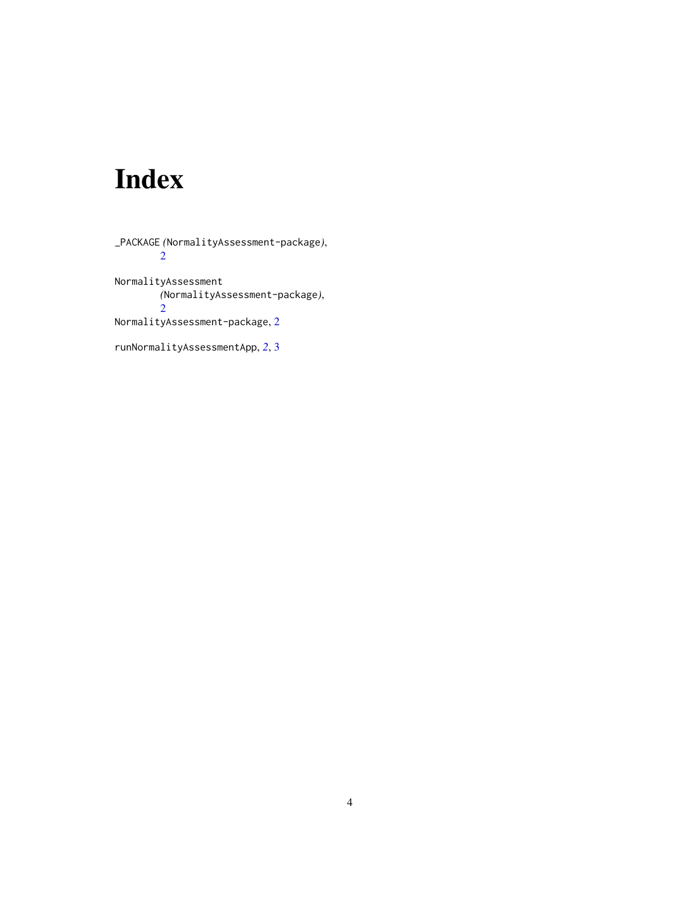# Index

_PACKAGE (NormalityAssessment-package), 2

NormalityAssessment (NormalityAssessment-package), 2

NormalityAssessment-package, 2

runNormalityAssessmentApp, 2, 3